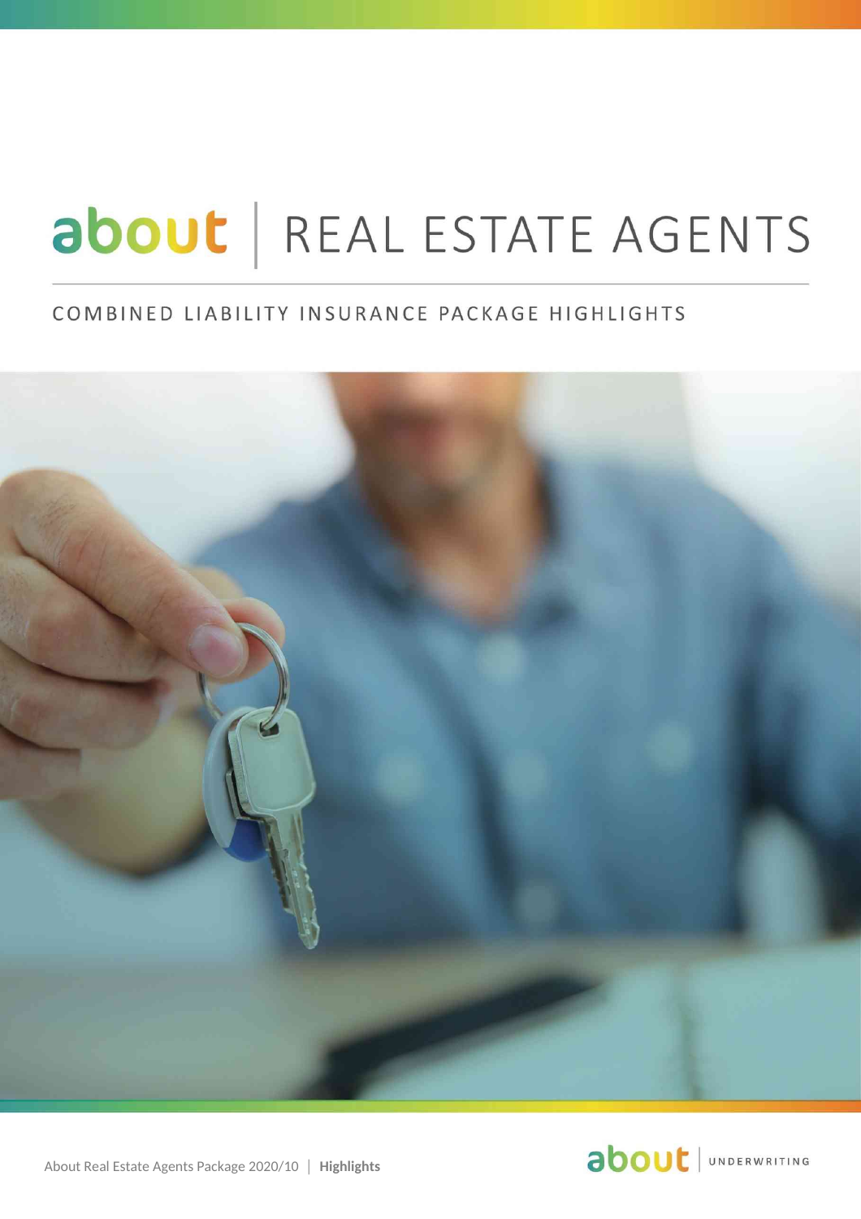# about | REAL ESTATE AGENTS

## COMBINED LIABILITY INSURANCE PACKAGE HIGHLIGHTS

About Real Estate Agents Package 2020/10 | **Highlights**

about | UNDERWRITING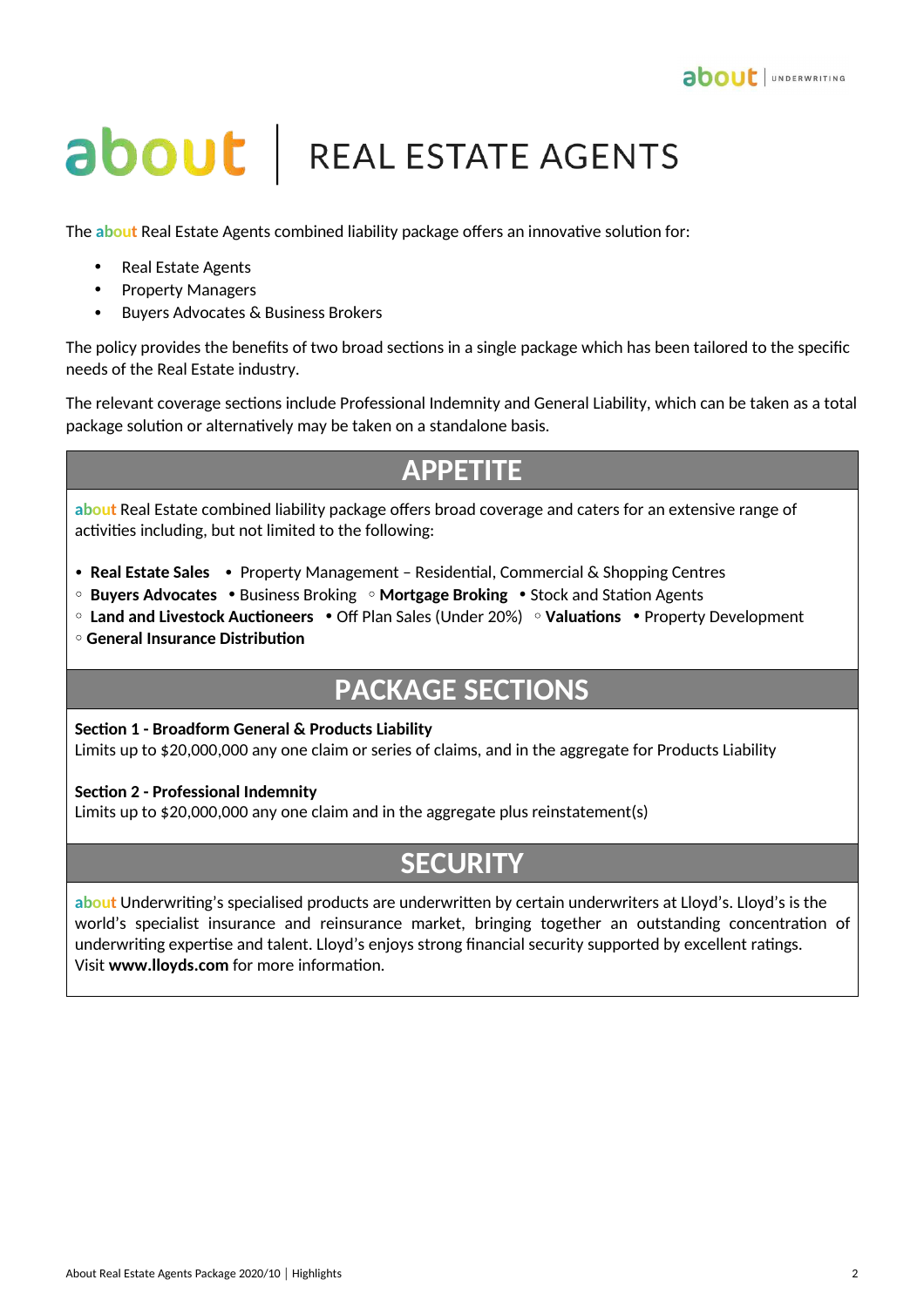# about | REAL ESTATE AGENTS

The about Real Estate Agents combined liability package offers an innovative solution for:

- Real Estate Agents
- Property Managers
- Buyers Advocates & Business Brokers

The policy provides the benefits of two broad sections in a single package which has been tailored to the specific needs of the Real Estate industry.

The relevant coverage sections include Professional Indemnity and General Liability, which can be taken as a total package solution or alternatively may be taken on a standalone basis.

## APPETITE

about Real Estate combined liability package offers broad coverage and caters for an extensive range of activities including, but not limited to the following:

• **Real Estate Sales** • Property Management – Residential, Commercial & Shopping Centres
◦ **Buyers Advocates** • Business Broking ◦ **Mortgage Broking** • Stock and Station Agents
◦ **Land and Livestock Auctioneers** • Off Plan Sales (Under 20%) ◦ **Valuations** • Property Development
◦ **General Insurance Distribution**

## PACKAGE SECTIONS

**Section 1 - Broadform General & Products Liability**
Limits up to $20,000,000 any one claim or series of claims, and in the aggregate for Products Liability

**Section 2 - Professional Indemnity**
Limits up to $20,000,000 any one claim and in the aggregate plus reinstatement(s)

## SECURITY

about Underwriting's specialised products are underwritten by certain underwriters at Lloyd's. Lloyd's is the world's specialist insurance and reinsurance market, bringing together an outstanding concentration of underwriting expertise and talent. Lloyd's enjoys strong financial security supported by excellent ratings.
Visit **www.lloyds.com** for more information.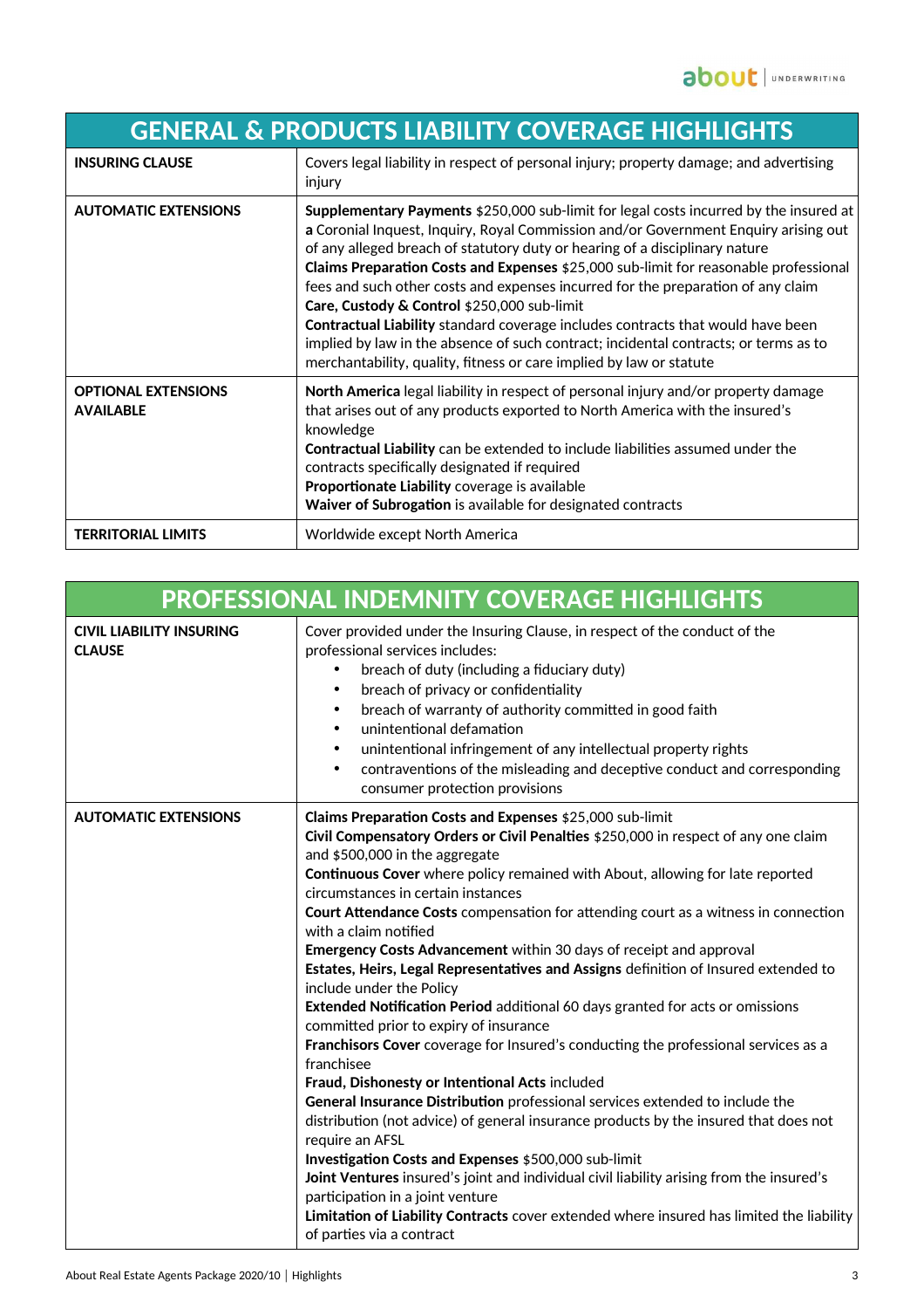| GENERAL & PRODUCTS LIABILITY COVERAGE HIGHLIGHTS | |
|---|---|
| **INSURING CLAUSE** | Covers legal liability in respect of personal injury; property damage; and advertising injury |
| **AUTOMATIC EXTENSIONS** | **Supplementary Payments** $250,000 sub-limit for legal costs incurred by the insured at **a** Coronial Inquest, Inquiry, Royal Commission and/or Government Enquiry arising out of any alleged breach of statutory duty or hearing of a disciplinary nature<br>**Claims Preparation Costs and Expenses** $25,000 sub-limit for reasonable professional fees and such other costs and expenses incurred for the preparation of any claim<br>**Care, Custody & Control** $250,000 sub-limit<br>**Contractual Liability** standard coverage includes contracts that would have been implied by law in the absence of such contract; incidental contracts; or terms as to merchantability, quality, fitness or care implied by law or statute |
| **OPTIONAL EXTENSIONS AVAILABLE** | **North America** legal liability in respect of personal injury and/or property damage that arises out of any products exported to North America with the insured's knowledge<br>**Contractual Liability** can be extended to include liabilities assumed under the contracts specifically designated if required<br>**Proportionate Liability** coverage is available<br>**Waiver of Subrogation** is available for designated contracts |
| **TERRITORIAL LIMITS** | Worldwide except North America |

| PROFESSIONAL INDEMNITY COVERAGE HIGHLIGHTS | |
|---|---|
| **CIVIL LIABILITY INSURING CLAUSE** | Cover provided under the Insuring Clause, in respect of the conduct of the professional services includes:<br>• breach of duty (including a fiduciary duty)<br>• breach of privacy or confidentiality<br>• breach of warranty of authority committed in good faith<br>• unintentional defamation<br>• unintentional infringement of any intellectual property rights<br>• contraventions of the misleading and deceptive conduct and corresponding consumer protection provisions |
| **AUTOMATIC EXTENSIONS** | **Claims Preparation Costs and Expenses** $25,000 sub-limit<br>**Civil Compensatory Orders or Civil Penalties** $250,000 in respect of any one claim and $500,000 in the aggregate<br>**Continuous Cover** where policy remained with About, allowing for late reported circumstances in certain instances<br>**Court Attendance Costs** compensation for attending court as a witness in connection with a claim notified<br>**Emergency Costs Advancement** within 30 days of receipt and approval<br>**Estates, Heirs, Legal Representatives and Assigns** definition of Insured extended to include under the Policy<br>**Extended Notification Period** additional 60 days granted for acts or omissions committed prior to expiry of insurance<br>**Franchisors Cover** coverage for Insured's conducting the professional services as a franchisee<br>**Fraud, Dishonesty or Intentional Acts** included<br>**General Insurance Distribution** professional services extended to include the distribution (not advice) of general insurance products by the insured that does not require an AFSL<br>**Investigation Costs and Expenses** $500,000 sub-limit<br>**Joint Ventures** insured's joint and individual civil liability arising from the insured's participation in a joint venture<br>**Limitation of Liability Contracts** cover extended where insured has limited the liability of parties via a contract |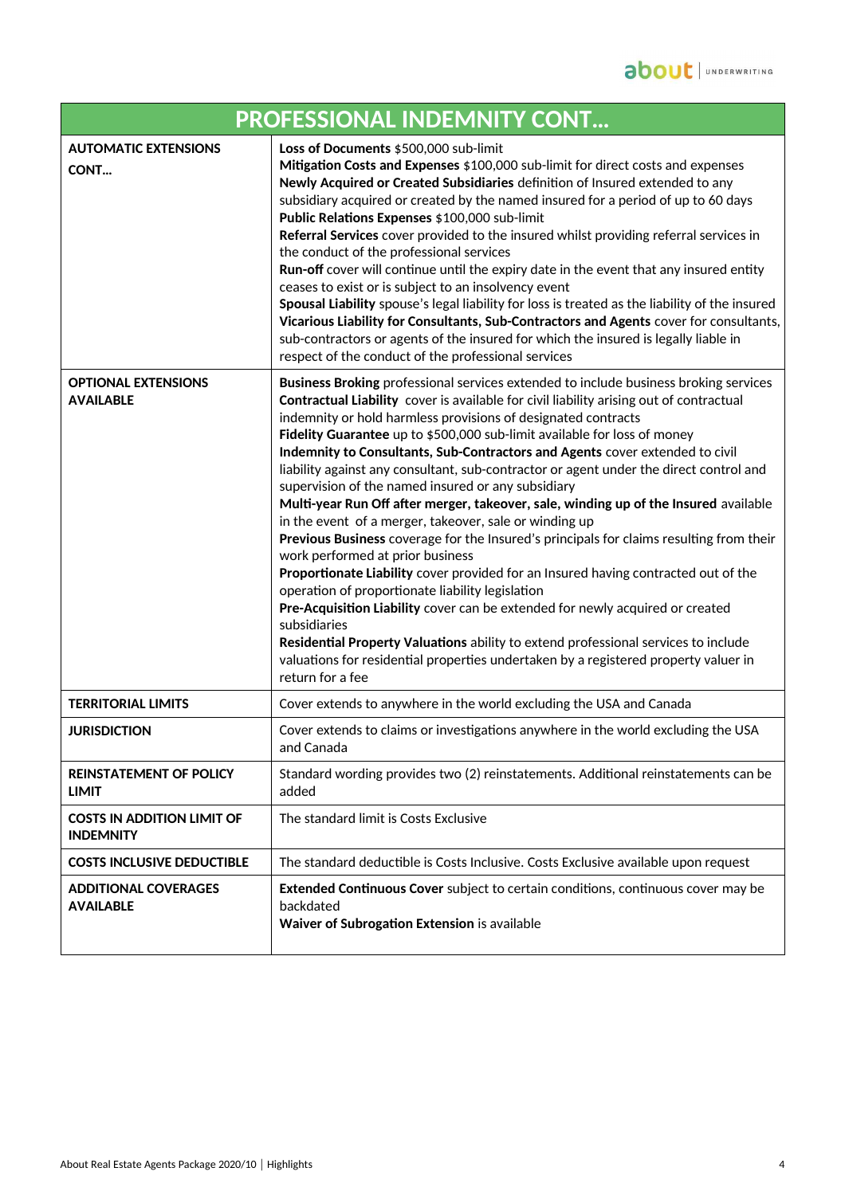| PROFESSIONAL INDEMNITY CONT… | |
|---|---|
| **AUTOMATIC EXTENSIONS CONT…** | **Loss of Documents** $500,000 sub-limit<br>**Mitigation Costs and Expenses** $100,000 sub-limit for direct costs and expenses<br>**Newly Acquired or Created Subsidiaries** definition of Insured extended to any subsidiary acquired or created by the named insured for a period of up to 60 days<br>**Public Relations Expenses** $100,000 sub-limit<br>**Referral Services** cover provided to the insured whilst providing referral services in the conduct of the professional services<br>**Run-off** cover will continue until the expiry date in the event that any insured entity ceases to exist or is subject to an insolvency event<br>**Spousal Liability** spouse's legal liability for loss is treated as the liability of the insured<br>**Vicarious Liability for Consultants, Sub-Contractors and Agents** cover for consultants, sub-contractors or agents of the insured for which the insured is legally liable in respect of the conduct of the professional services |
| **OPTIONAL EXTENSIONS AVAILABLE** | **Business Broking** professional services extended to include business broking services<br>**Contractual Liability** cover is available for civil liability arising out of contractual indemnity or hold harmless provisions of designated contracts<br>**Fidelity Guarantee** up to $500,000 sub-limit available for loss of money<br>**Indemnity to Consultants, Sub-Contractors and Agents** cover extended to civil liability against any consultant, sub-contractor or agent under the direct control and supervision of the named insured or any subsidiary<br>**Multi-year Run Off after merger, takeover, sale, winding up of the Insured** available in the event of a merger, takeover, sale or winding up<br>**Previous Business** coverage for the Insured's principals for claims resulting from their work performed at prior business<br>**Proportionate Liability** cover provided for an Insured having contracted out of the operation of proportionate liability legislation<br>**Pre-Acquisition Liability** cover can be extended for newly acquired or created subsidiaries<br>**Residential Property Valuations** ability to extend professional services to include valuations for residential properties undertaken by a registered property valuer in return for a fee |
| **TERRITORIAL LIMITS** | Cover extends to anywhere in the world excluding the USA and Canada |
| **JURISDICTION** | Cover extends to claims or investigations anywhere in the world excluding the USA and Canada |
| **REINSTATEMENT OF POLICY LIMIT** | Standard wording provides two (2) reinstatements. Additional reinstatements can be added |
| **COSTS IN ADDITION LIMIT OF INDEMNITY** | The standard limit is Costs Exclusive |
| **COSTS INCLUSIVE DEDUCTIBLE** | The standard deductible is Costs Inclusive. Costs Exclusive available upon request |
| **ADDITIONAL COVERAGES AVAILABLE** | **Extended Continuous Cover** subject to certain conditions, continuous cover may be backdated<br>**Waiver of Subrogation Extension** is available |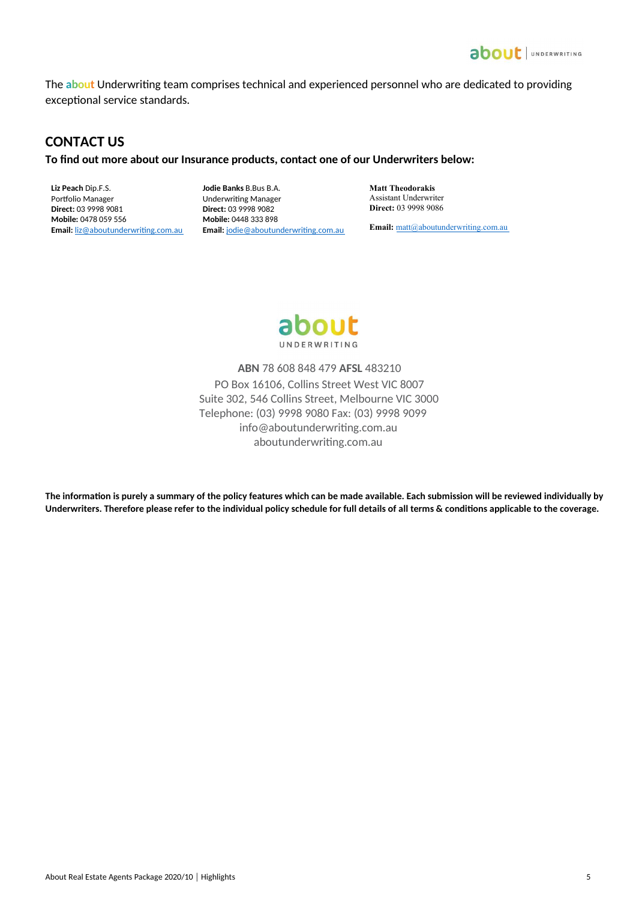The about Underwriting team comprises technical and experienced personnel who are dedicated to providing exceptional service standards.

## CONTACT US

**To find out more about our Insurance products, contact one of our Underwriters below:**

**Liz Peach** Dip.F.S.
Portfolio Manager
**Direct:** 03 9998 9081
**Mobile:** 0478 059 556
**Email:** liz@aboutunderwriting.com.au

**Jodie Banks** B.Bus B.A.
Underwriting Manager
**Direct:** 03 9998 9082
**Mobile:** 0448 333 898
**Email:** jodie@aboutunderwriting.com.au

**Matt Theodorakis**
Assistant Underwriter
**Direct:** 03 9998 9086
**Email:** matt@aboutunderwriting.com.au

about
UNDERWRITING

**ABN** 78 608 848 479 **AFSL** 483210
PO Box 16106, Collins Street West VIC 8007
Suite 302, 546 Collins Street, Melbourne VIC 3000
Telephone: (03) 9998 9080 Fax: (03) 9998 9099
info@aboutunderwriting.com.au
aboutunderwriting.com.au

**The information is purely a summary of the policy features which can be made available. Each submission will be reviewed individually by Underwriters. Therefore please refer to the individual policy schedule for full details of all terms & conditions applicable to the coverage.**